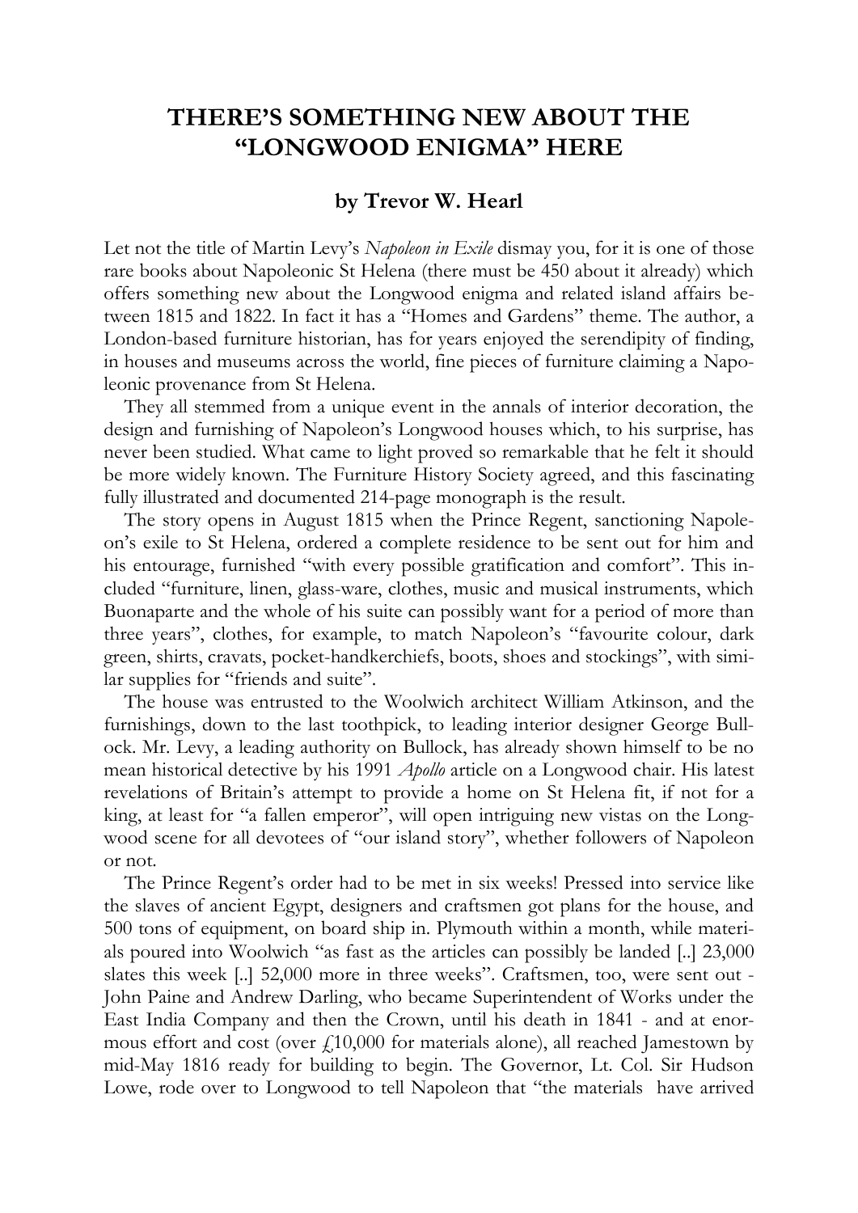# THERE'S SOMETHING NEW ABOUT THE "LONGWOOD ENIGMA" HERE

### by Trevor W. Hearl

Let not the title of Martin Levy's *Napoleon in Exile* dismay you, for it is one of those rare books about Napoleonic St Helena (there must be 450 about it already) which offers something new about the Longwood enigma and related island affairs between 1815 and 1822. In fact it has a "Homes and Gardens" theme. The author, a London-based furniture historian, has for years enjoyed the serendipity of finding, in houses and museums across the world, fine pieces of furniture claiming a Napoleonic provenance from St Helena.

They all stemmed from a unique event in the annals of interior decoration, the design and furnishing of Napoleon's Longwood houses which, to his surprise, has never been studied. What came to light proved so remarkable that he felt it should be more widely known. The Furniture History Society agreed, and this fascinating fully illustrated and documented 214-page monograph is the result.

The story opens in August 1815 when the Prince Regent, sanctioning Napoleon's exile to St Helena, ordered a complete residence to be sent out for him and his entourage, furnished "with every possible gratification and comfort". This included "furniture, linen, glass-ware, clothes, music and musical instruments, which Buonaparte and the whole of his suite can possibly want for a period of more than three years", clothes, for example, to match Napoleon's "favourite colour, dark green, shirts, cravats, pocket-handkerchiefs, boots, shoes and stockings", with similar supplies for "friends and suite".

The house was entrusted to the Woolwich architect William Atkinson, and the furnishings, down to the last toothpick, to leading interior designer George Bullock. Mr. Levy, a leading authority on Bullock, has already shown himself to be no mean historical detective by his 1991 *Apollo* article on a Longwood chair. His latest revelations of Britain's attempt to provide a home on St Helena fit, if not for a king, at least for "a fallen emperor", will open intriguing new vistas on the Longwood scene for all devotees of "our island story", whether followers of Napoleon or not.

The Prince Regent's order had to be met in six weeks! Pressed into service like the slaves of ancient Egypt, designers and craftsmen got plans for the house, and 500 tons of equipment, on board ship in. Plymouth within a month, while materials poured into Woolwich "as fast as the articles can possibly be landed [..] 23,000 slates this week [..] 52,000 more in three weeks". Craftsmen, too, were sent out - John Paine and Andrew Darling, who became Superintendent of Works under the East India Company and then the Crown, until his death in 1841 - and at enormous effort and cost (over £10,000 for materials alone), all reached Jamestown by mid-May 1816 ready for building to begin. The Governor, Lt. Col. Sir Hudson Lowe, rode over to Longwood to tell Napoleon that "the materials have arrived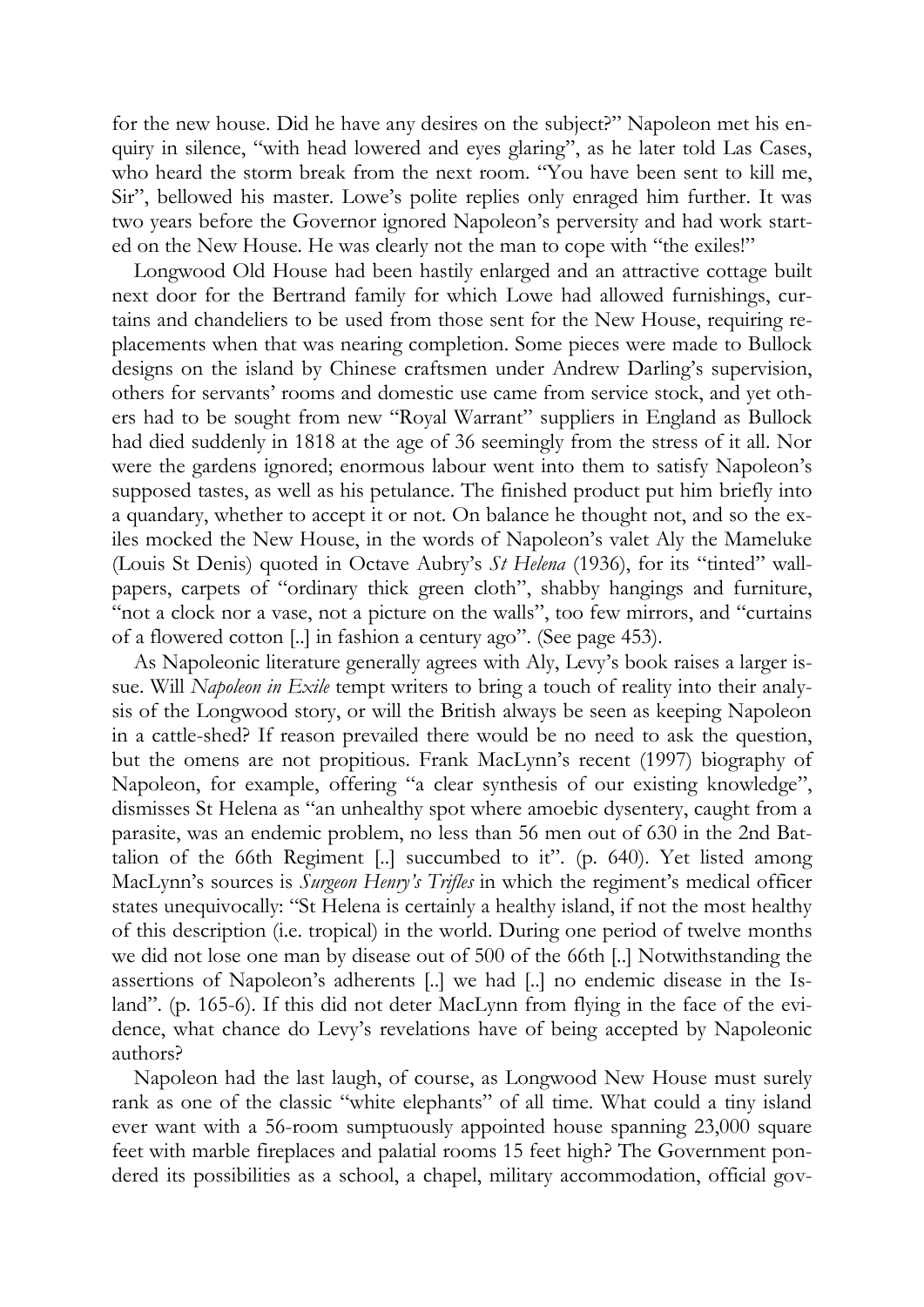for the new house. Did he have any desires on the subject?" Napoleon met his enquiry in silence, "with head lowered and eyes glaring", as he later told Las Cases, who heard the storm break from the next room. "You have been sent to kill me, Sir", bellowed his master. Lowe's polite replies only enraged him further. It was two years before the Governor ignored Napoleon's perversity and had work started on the New House. He was clearly not the man to cope with "the exiles!"

Longwood Old House had been hastily enlarged and an attractive cottage built next door for the Bertrand family for which Lowe had allowed furnishings, curtains and chandeliers to be used from those sent for the New House, requiring replacements when that was nearing completion. Some pieces were made to Bullock designs on the island by Chinese craftsmen under Andrew Darling's supervision, others for servants' rooms and domestic use came from service stock, and yet others had to be sought from new "Royal Warrant" suppliers in England as Bullock had died suddenly in 1818 at the age of 36 seemingly from the stress of it all. Nor were the gardens ignored; enormous labour went into them to satisfy Napoleon's supposed tastes, as well as his petulance. The finished product put him briefly into a quandary, whether to accept it or not. On balance he thought not, and so the exiles mocked the New House, in the words of Napoleon's valet Aly the Mameluke (Louis St Denis) quoted in Octave Aubry's *St Helena* (1936), for its "tinted" wallpapers, carpets of "ordinary thick green cloth", shabby hangings and furniture, "not a clock nor a vase, not a picture on the walls", too few mirrors, and "curtains of a flowered cotton [..] in fashion a century ago". (See page 453).

As Napoleonic literature generally agrees with Aly, Levy's book raises a larger issue. Will *Napoleon in Exile* tempt writers to bring a touch of reality into their analysis of the Longwood story, or will the British always be seen as keeping Napoleon in a cattle-shed? If reason prevailed there would be no need to ask the question, but the omens are not propitious. Frank MacLynn's recent (1997) biography of Napoleon, for example, offering "a clear synthesis of our existing knowledge", dismisses St Helena as "an unhealthy spot where amoebic dysentery, caught from a parasite, was an endemic problem, no less than 56 men out of 630 in the 2nd Battalion of the 66th Regiment [..] succumbed to it". (p. 640). Yet listed among MacLynn's sources is *Surgeon Henry's Trifles* in which the regiment's medical officer states unequivocally: "St Helena is certainly a healthy island, if not the most healthy of this description (i.e. tropical) in the world. During one period of twelve months we did not lose one man by disease out of 500 of the 66th [..] Notwithstanding the assertions of Napoleon's adherents [..] we had [..] no endemic disease in the Island". (p. 165-6). If this did not deter MacLynn from flying in the face of the evidence, what chance do Levy's revelations have of being accepted by Napoleonic authors?

Napoleon had the last laugh, of course, as Longwood New House must surely rank as one of the classic "white elephants" of all time. What could a tiny island ever want with a 56-room sumptuously appointed house spanning 23,000 square feet with marble fireplaces and palatial rooms 15 feet high? The Government pondered its possibilities as a school, a chapel, military accommodation, official gov-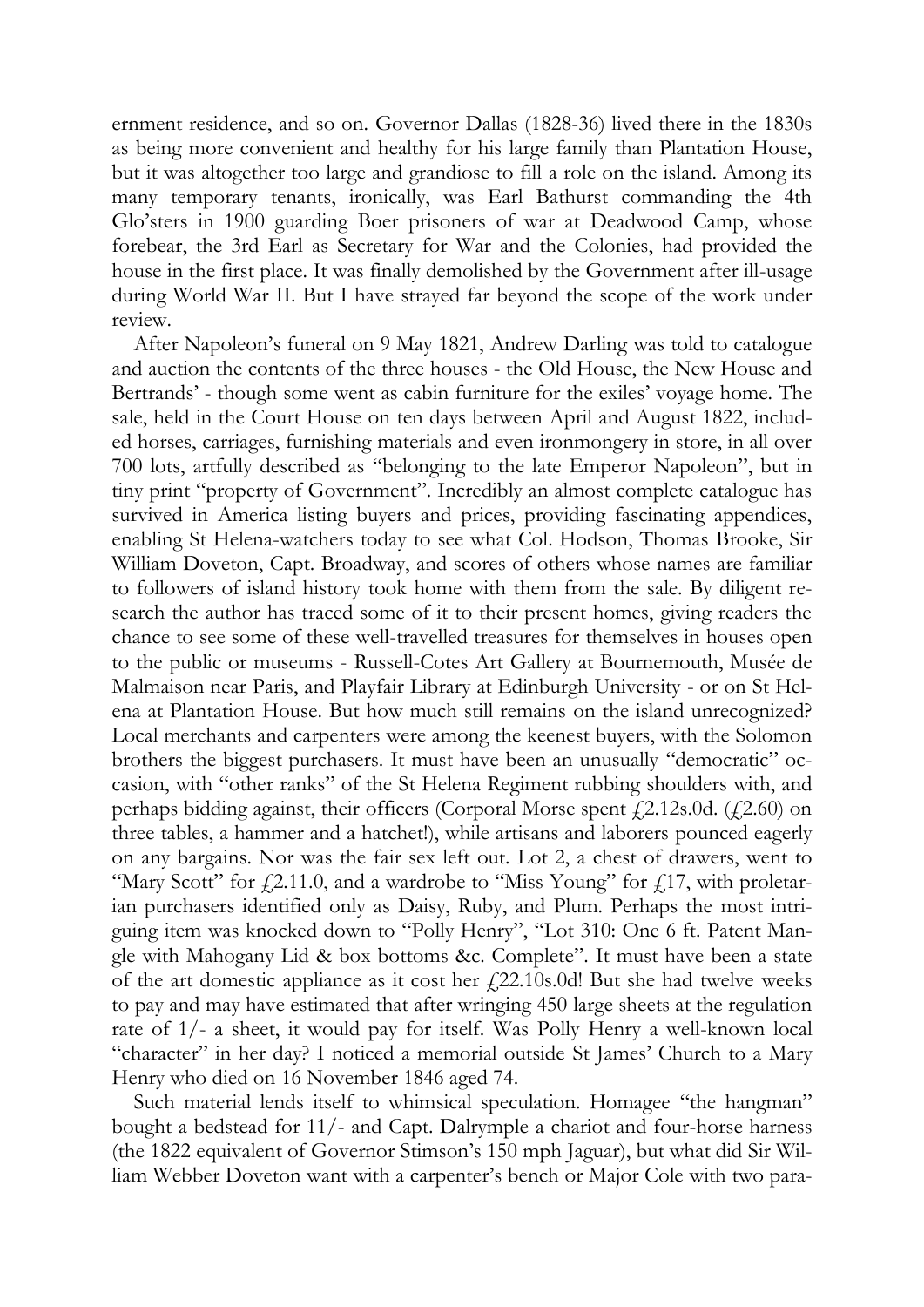ernment residence, and so on. Governor Dallas (1828-36) lived there in the 1830s as being more convenient and healthy for his large family than Plantation House, but it was altogether too large and grandiose to fill a role on the island. Among its many temporary tenants, ironically, was Earl Bathurst commanding the 4th Glo'sters in 1900 guarding Boer prisoners of war at Deadwood Camp, whose forebear, the 3rd Earl as Secretary for War and the Colonies, had provided the house in the first place. It was finally demolished by the Government after ill-usage during World War II. But I have strayed far beyond the scope of the work under review.

After Napoleon's funeral on 9 May 1821, Andrew Darling was told to catalogue and auction the contents of the three houses - the Old House, the New House and Bertrands' - though some went as cabin furniture for the exiles' voyage home. The sale, held in the Court House on ten days between April and August 1822, included horses, carriages, furnishing materials and even ironmongery in store, in all over 700 lots, artfully described as "belonging to the late Emperor Napoleon", but in tiny print "property of Government". Incredibly an almost complete catalogue has survived in America listing buyers and prices, providing fascinating appendices, enabling St Helena-watchers today to see what Col. Hodson, Thomas Brooke, Sir William Doveton, Capt. Broadway, and scores of others whose names are familiar to followers of island history took home with them from the sale. By diligent research the author has traced some of it to their present homes, giving readers the chance to see some of these well-travelled treasures for themselves in houses open to the public or museums - Russell-Cotes Art Gallery at Bournemouth, Musée de Malmaison near Paris, and Playfair Library at Edinburgh University - or on St Helena at Plantation House. But how much still remains on the island unrecognized? Local merchants and carpenters were among the keenest buyers, with the Solomon brothers the biggest purchasers. It must have been an unusually "democratic" occasion, with "other ranks" of the St Helena Regiment rubbing shoulders with, and perhaps bidding against, their officers (Corporal Morse spent £2.12s.0d. (£2.60) on three tables, a hammer and a hatchet!), while artisans and laborers pounced eagerly on any bargains. Nor was the fair sex left out. Lot 2, a chest of drawers, went to "Mary Scott" for £2.11.0, and a wardrobe to "Miss Young" for £17, with proletarian purchasers identified only as Daisy, Ruby, and Plum. Perhaps the most intriguing item was knocked down to "Polly Henry", "Lot 310: One 6 ft. Patent Mangle with Mahogany Lid & box bottoms &c. Complete". It must have been a state of the art domestic appliance as it cost her £22.10s.0d! But she had twelve weeks to pay and may have estimated that after wringing 450 large sheets at the regulation rate of 1/- a sheet, it would pay for itself. Was Polly Henry a well-known local "character" in her day? I noticed a memorial outside St James' Church to a Mary Henry who died on 16 November 1846 aged 74.

Such material lends itself to whimsical speculation. Homagee "the hangman" bought a bedstead for 11/- and Capt. Dalrymple a chariot and four-horse harness (the 1822 equivalent of Governor Stimson's 150 mph Jaguar), but what did Sir William Webber Doveton want with a carpenter's bench or Major Cole with two para-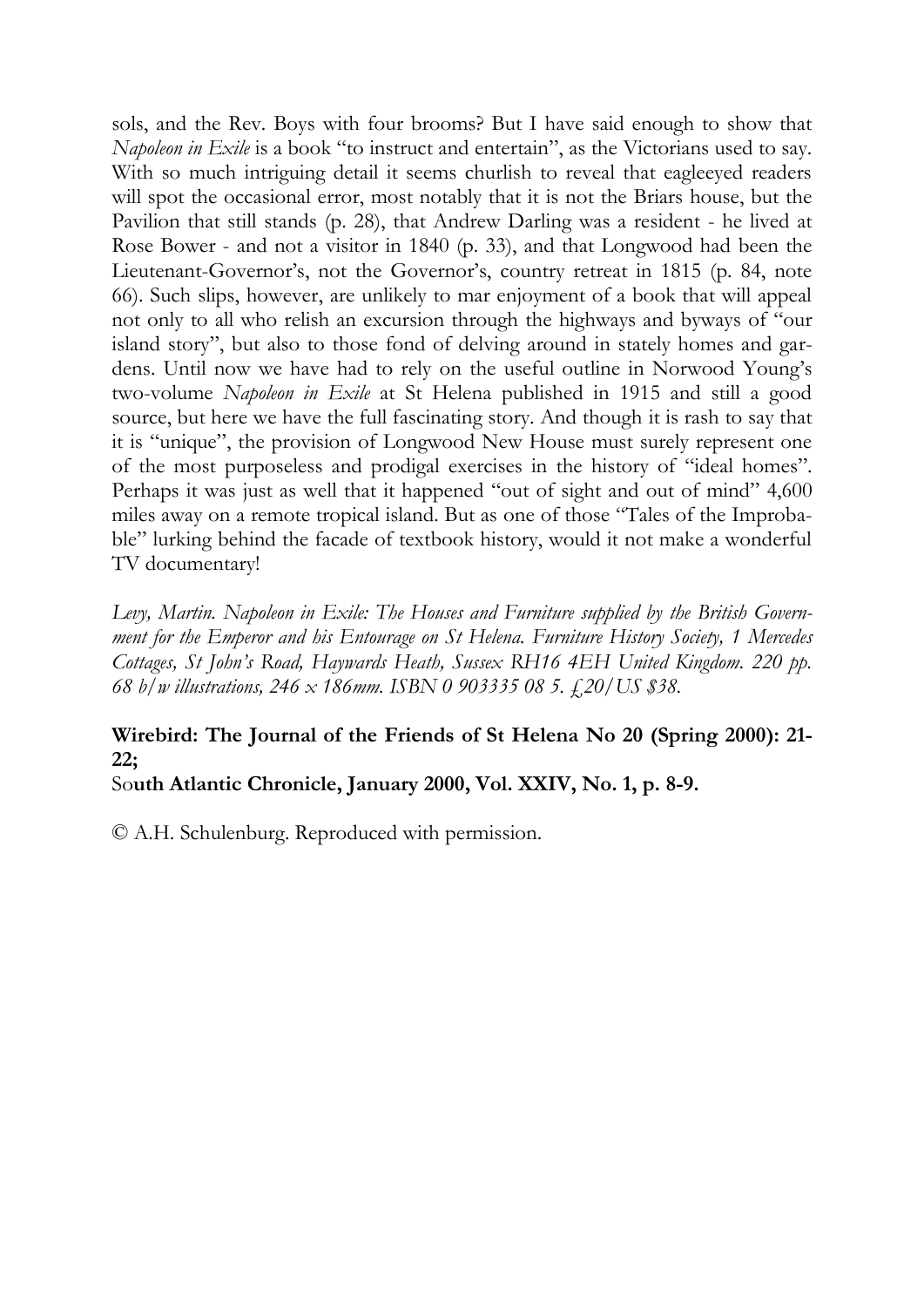sols, and the Rev. Boys with four brooms? But I have said enough to show that *Napoleon in Exile* is a book "to instruct and entertain", as the Victorians used to say. With so much intriguing detail it seems churlish to reveal that eagleeyed readers will spot the occasional error, most notably that it is not the Briars house, but the Pavilion that still stands (p. 28), that Andrew Darling was a resident - he lived at Rose Bower - and not a visitor in 1840 (p. 33), and that Longwood had been the Lieutenant-Governor's, not the Governor's, country retreat in 1815 (p. 84, note 66). Such slips, however, are unlikely to mar enjoyment of a book that will appeal not only to all who relish an excursion through the highways and byways of "our island story", but also to those fond of delving around in stately homes and gardens. Until now we have had to rely on the useful outline in Norwood Young's two-volume *Napoleon in Exile* at St Helena published in 1915 and still a good source, but here we have the full fascinating story. And though it is rash to say that it is "unique", the provision of Longwood New House must surely represent one of the most purposeless and prodigal exercises in the history of "ideal homes". Perhaps it was just as well that it happened "out of sight and out of mind" 4,600 miles away on a remote tropical island. But as one of those "Tales of the Improbable" lurking behind the facade of textbook history, would it not make a wonderful TV documentary!

*Levy, Martin. Napoleon in Exile: The Houses and Furniture supplied by the British Government for the Emperor and his Entourage on St Helena. Furniture History Society, 1 Mercedes Cottages, St John's Road, Haywards Heath, Sussex RH16 4EH United Kingdom. 220 pp. 68 b/w illustrations, 246 x 186mm. ISBN 0 903335 08 5. £20/US $38.*

**Wirebird: The Journal of the Friends of St Helena No 20 (Spring 2000): 21-22;**
So**uth Atlantic Chronicle, January 2000, Vol. XXIV, No. 1, p. 8-9.**

© A.H. Schulenburg. Reproduced with permission.